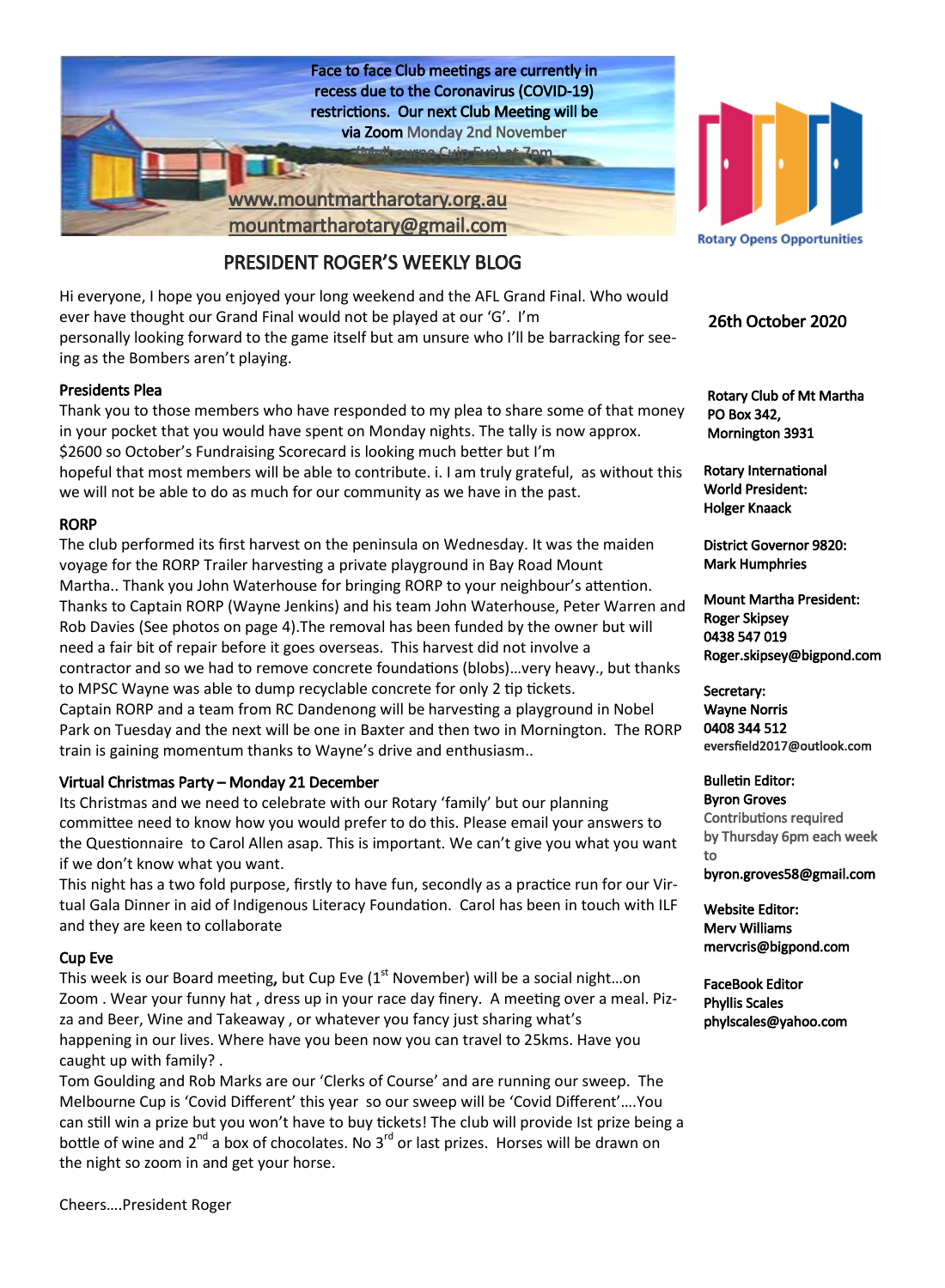Face to face Club meetings are currently in recess due to the Coronavirus (COVID-19) restrictions. Our next Club Meeting will be via Zoom Monday 2nd November (Melbourne Cup Eve) at 7pm

www.mountmartharotary.org.au
mountmartharotary@gmail.com

Rotary Opens Opportunities

# PRESIDENT ROGER'S WEEKLY BLOG

26th October 2020

Hi everyone, I hope you enjoyed your long weekend and the AFL Grand Final. Who would ever have thought our Grand Final would not be played at our 'G'. I'm personally looking forward to the game itself but am unsure who I'll be barracking for seeing as the Bombers aren't playing.

**Presidents Plea**

Thank you to those members who have responded to my plea to share some of that money in your pocket that you would have spent on Monday nights. The tally is now approx. $2600 so October's Fundraising Scorecard is looking much better but I'm hopeful that most members will be able to contribute. i. I am truly grateful, as without this we will not be able to do as much for our community as we have in the past.

**RORP**

The club performed its first harvest on the peninsula on Wednesday. It was the maiden voyage for the RORP Trailer harvesting a private playground in Bay Road Mount Martha.. Thank you John Waterhouse for bringing RORP to your neighbour's attention. Thanks to Captain RORP (Wayne Jenkins) and his team John Waterhouse, Peter Warren and Rob Davies (See photos on page 4).The removal has been funded by the owner but will need a fair bit of repair before it goes overseas. This harvest did not involve a contractor and so we had to remove concrete foundations (blobs)…very heavy., but thanks to MPSC Wayne was able to dump recyclable concrete for only 2 tip tickets.
Captain RORP and a team from RC Dandenong will be harvesting a playground in Nobel Park on Tuesday and the next will be one in Baxter and then two in Mornington. The RORP train is gaining momentum thanks to Wayne's drive and enthusiasm..

**Virtual Christmas Party – Monday 21 December**

Its Christmas and we need to celebrate with our Rotary 'family' but our planning committee need to know how you would prefer to do this. Please email your answers to the Questionnaire to Carol Allen asap. This is important. We can't give you what you want if we don't know what you want.
This night has a two fold purpose, firstly to have fun, secondly as a practice run for our Virtual Gala Dinner in aid of Indigenous Literacy Foundation. Carol has been in touch with ILF and they are keen to collaborate

**Cup Eve**

This week is our Board meeting, but Cup Eve (1st November) will be a social night…on Zoom . Wear your funny hat , dress up in your race day finery. A meeting over a meal. Pizza and Beer, Wine and Takeaway , or whatever you fancy just sharing what's happening in our lives. Where have you been now you can travel to 25kms. Have you caught up with family? .
Tom Goulding and Rob Marks are our 'Clerks of Course' and are running our sweep. The Melbourne Cup is 'Covid Different' this year so our sweep will be 'Covid Different'….You can still win a prize but you won't have to buy tickets! The club will provide Ist prize being a bottle of wine and 2nd a box of chocolates. No 3rd or last prizes. Horses will be drawn on the night so zoom in and get your horse.

Cheers….President Roger

**Rotary Club of Mt Martha**
**PO Box 342,**
**Mornington 3931**

**Rotary International World President:**
**Holger Knaack**

**District Governor 9820:**
**Mark Humphries**

**Mount Martha President:**
**Roger Skipsey**
**0438 547 019**
**Roger.skipsey@bigpond.com**

**Secretary:**
**Wayne Norris**
**0408 344 512**
eversfield2017@outlook.com

**Bulletin Editor:**
**Byron Groves**
Contributions required by Thursday 6pm each week to
**byron.groves58@gmail.com**

**Website Editor:**
**Merv Williams**
**mervcris@bigpond.com**

**FaceBook Editor**
**Phyllis Scales**
**phylscales@yahoo.com**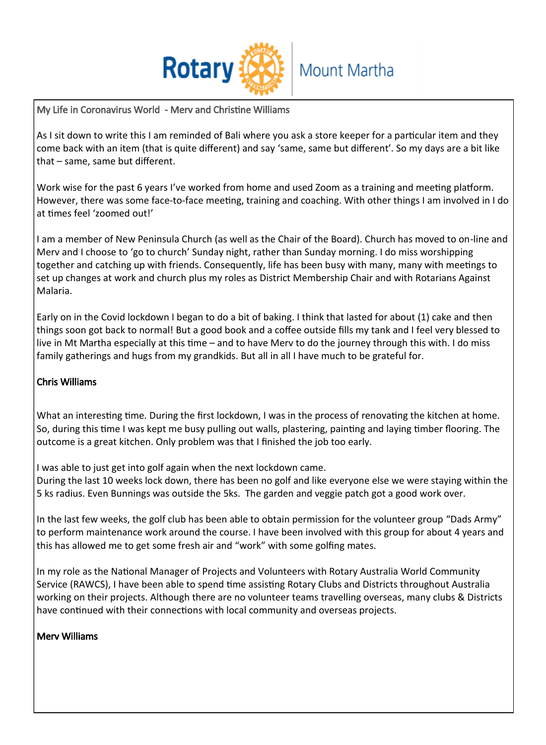Rotary Mount Martha

My Life in Coronavirus World - Merv and Christine Williams

As I sit down to write this I am reminded of Bali where you ask a store keeper for a particular item and they come back with an item (that is quite different) and say 'same, same but different'. So my days are a bit like that – same, same but different.

Work wise for the past 6 years I've worked from home and used Zoom as a training and meeting platform. However, there was some face-to-face meeting, training and coaching. With other things I am involved in I do at times feel 'zoomed out!'

I am a member of New Peninsula Church (as well as the Chair of the Board). Church has moved to on-line and Merv and I choose to 'go to church' Sunday night, rather than Sunday morning. I do miss worshipping together and catching up with friends. Consequently, life has been busy with many, many with meetings to set up changes at work and church plus my roles as District Membership Chair and with Rotarians Against Malaria.

Early on in the Covid lockdown I began to do a bit of baking. I think that lasted for about (1) cake and then things soon got back to normal! But a good book and a coffee outside fills my tank and I feel very blessed to live in Mt Martha especially at this time – and to have Merv to do the journey through this with. I do miss family gatherings and hugs from my grandkids. But all in all I have much to be grateful for.

**Chris Williams**

What an interesting time. During the first lockdown, I was in the process of renovating the kitchen at home. So, during this time I was kept me busy pulling out walls, plastering, painting and laying timber flooring. The outcome is a great kitchen. Only problem was that I finished the job too early.

I was able to just get into golf again when the next lockdown came.
During the last 10 weeks lock down, there has been no golf and like everyone else we were staying within the 5 ks radius. Even Bunnings was outside the 5ks. The garden and veggie patch got a good work over.

In the last few weeks, the golf club has been able to obtain permission for the volunteer group "Dads Army" to perform maintenance work around the course. I have been involved with this group for about 4 years and this has allowed me to get some fresh air and "work" with some golfing mates.

In my role as the National Manager of Projects and Volunteers with Rotary Australia World Community Service (RAWCS), I have been able to spend time assisting Rotary Clubs and Districts throughout Australia working on their projects. Although there are no volunteer teams travelling overseas, many clubs & Districts have continued with their connections with local community and overseas projects.

**Merv Williams**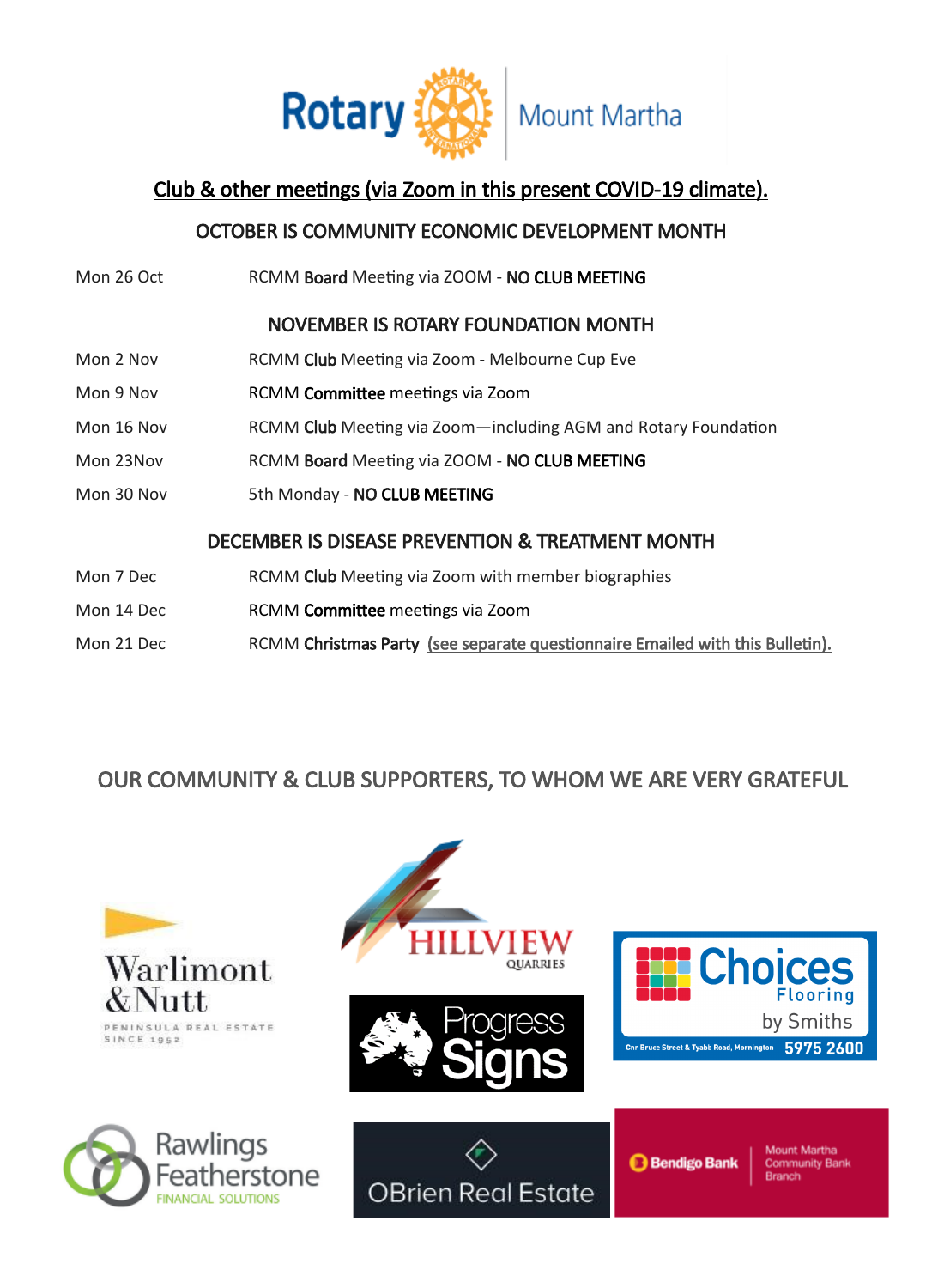Rotary Mount Martha

## Club & other meetings (via Zoom in this present COVID-19 climate).

### OCTOBER IS COMMUNITY ECONOMIC DEVELOPMENT MONTH

| | |
|---|---|
| Mon 26 Oct | RCMM **Board** Meeting via ZOOM - **NO CLUB MEETING** |

### NOVEMBER IS ROTARY FOUNDATION MONTH

| | |
|---|---|
| Mon 2 Nov | RCMM **Club** Meeting via Zoom - Melbourne Cup Eve |
| Mon 9 Nov | RCMM **Committee** meetings via Zoom |
| Mon 16 Nov | RCMM **Club** Meeting via Zoom—including AGM and Rotary Foundation |
| Mon 23Nov | RCMM **Board** Meeting via ZOOM - **NO CLUB MEETING** |
| Mon 30 Nov | 5th Monday - **NO CLUB MEETING** |

### DECEMBER IS DISEASE PREVENTION & TREATMENT MONTH

| | |
|---|---|
| Mon 7 Dec | RCMM **Club** Meeting via Zoom with member biographies |
| Mon 14 Dec | RCMM **Committee** meetings via Zoom |
| Mon 21 Dec | RCMM **Christmas Party** (see separate questionnaire Emailed with this Bulletin). |

## OUR COMMUNITY & CLUB SUPPORTERS, TO WHOM WE ARE VERY GRATEFUL

Warlimont & Nutt — Peninsula Real Estate Since 1952

Hillview Quarries

Choices Flooring by Smiths — Cnr Bruce Street & Tyabb Road, Mornington 5975 2600

Progress Signs

Rawlings Featherstone Financial Solutions

OBrien Real Estate

Bendigo Bank — Mount Martha Community Bank Branch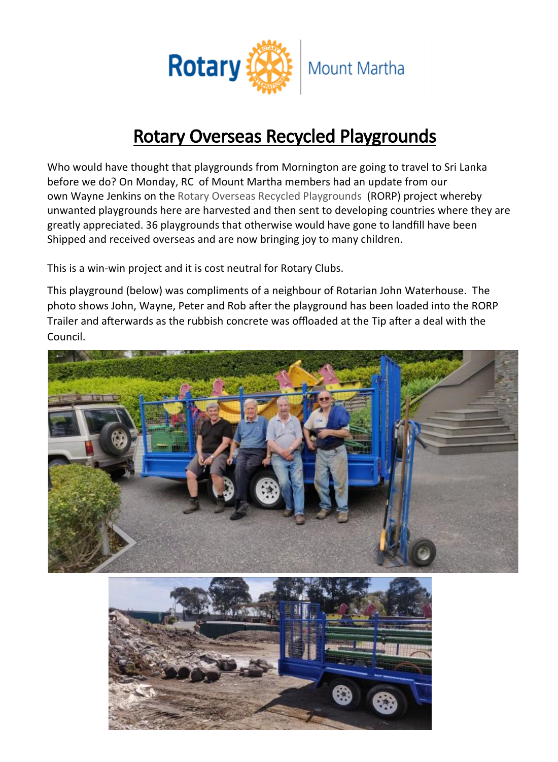# Rotary Overseas Recycled Playgrounds

Who would have thought that playgrounds from Mornington are going to travel to Sri Lanka before we do? On Monday, RC of Mount Martha members had an update from our own Wayne Jenkins on the Rotary Overseas Recycled Playgrounds (RORP) project whereby unwanted playgrounds here are harvested and then sent to developing countries where they are greatly appreciated. 36 playgrounds that otherwise would have gone to landfill have been Shipped and received overseas and are now bringing joy to many children.

This is a win-win project and it is cost neutral for Rotary Clubs.

This playground (below) was compliments of a neighbour of Rotarian John Waterhouse. The photo shows John, Wayne, Peter and Rob after the playground has been loaded into the RORP Trailer and afterwards as the rubbish concrete was offloaded at the Tip after a deal with the Council.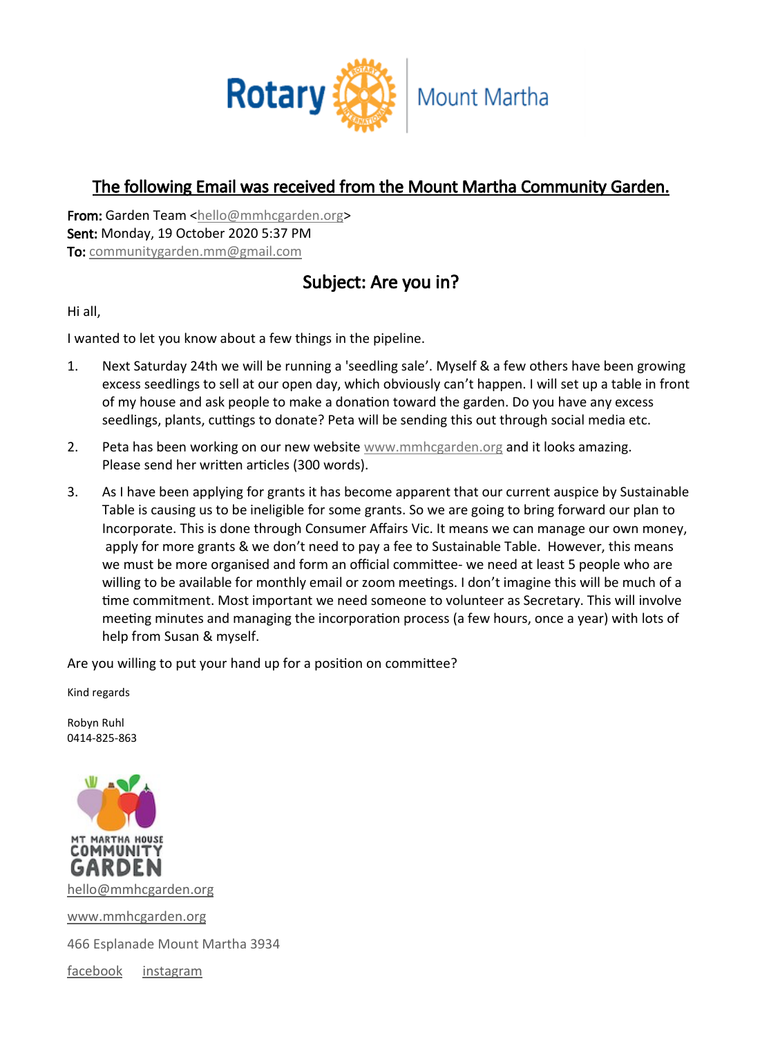Rotary | Mount Martha

## The following Email was received from the Mount Martha Community Garden.

**From:** Garden Team <hello@mmhcgarden.org>
**Sent:** Monday, 19 October 2020 5:37 PM
**To:** communitygarden.mm@gmail.com

## Subject: Are you in?

Hi all,

I wanted to let you know about a few things in the pipeline.

1. Next Saturday 24th we will be running a 'seedling sale'. Myself & a few others have been growing excess seedlings to sell at our open day, which obviously can't happen. I will set up a table in front of my house and ask people to make a donation toward the garden. Do you have any excess seedlings, plants, cuttings to donate? Peta will be sending this out through social media etc.

2. Peta has been working on our new website www.mmhcgarden.org and it looks amazing. Please send her written articles (300 words).

3. As I have been applying for grants it has become apparent that our current auspice by Sustainable Table is causing us to be ineligible for some grants. So we are going to bring forward our plan to Incorporate. This is done through Consumer Affairs Vic. It means we can manage our own money, apply for more grants & we don't need to pay a fee to Sustainable Table. However, this means we must be more organised and form an official committee- we need at least 5 people who are willing to be available for monthly email or zoom meetings. I don't imagine this will be much of a time commitment. Most important we need someone to volunteer as Secretary. This will involve meeting minutes and managing the incorporation process (a few hours, once a year) with lots of help from Susan & myself.

Are you willing to put your hand up for a position on committee?

Kind regards

Robyn Ruhl
0414-825-863

MT MARTHA HOUSE COMMUNITY GARDEN

hello@mmhcgarden.org

www.mmhcgarden.org

466 Esplanade Mount Martha 3934

facebook     instagram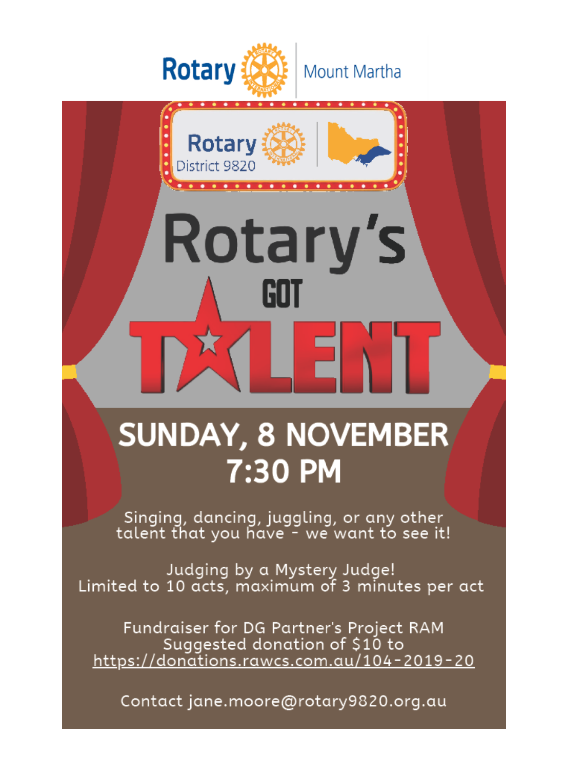Rotary | Mount Martha

Rotary District 9820

# Rotary's GOT TALENT

## SUNDAY, 8 NOVEMBER
## 7:30 PM

Singing, dancing, juggling, or any other talent that you have - we want to see it!

Judging by a Mystery Judge!
Limited to 10 acts, maximum of 3 minutes per act

Fundraiser for DG Partner's Project RAM
Suggested donation of $10 to
https://donations.rawcs.com.au/104-2019-20

Contact jane.moore@rotary9820.org.au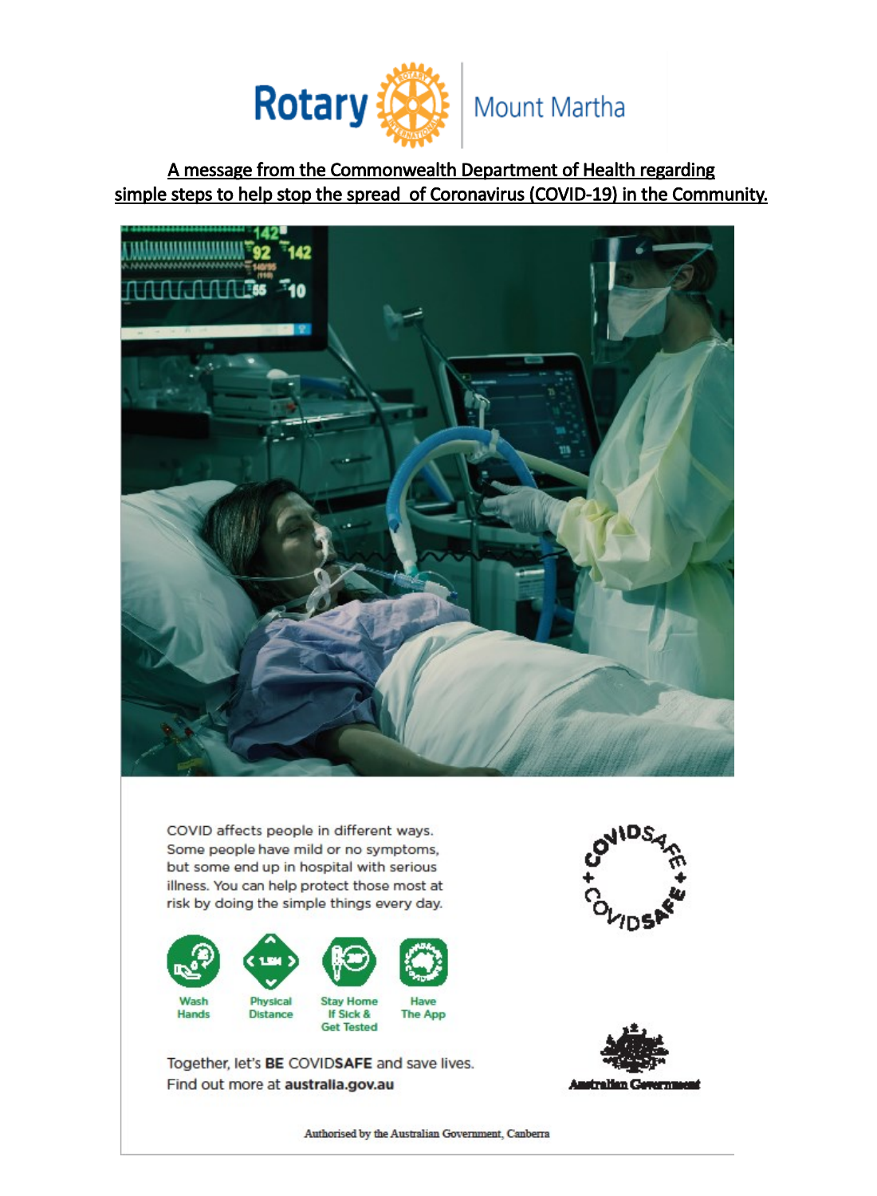Rotary Mount Martha

**A message from the Commonwealth Department of Health regarding simple steps to help stop the spread of Coronavirus (COVID-19) in the Community.**

COVID affects people in different ways. Some people have mild or no symptoms, but some end up in hospital with serious illness. You can help protect those most at risk by doing the simple things every day.

- Wash Hands
- Physical Distance
- Stay Home If Sick & Get Tested
- Have The App

COVIDSAFE

Together, let's **BE** COVID**SAFE** and save lives.
Find out more at **australia.gov.au**

Australian Government

Authorised by the Australian Government, Canberra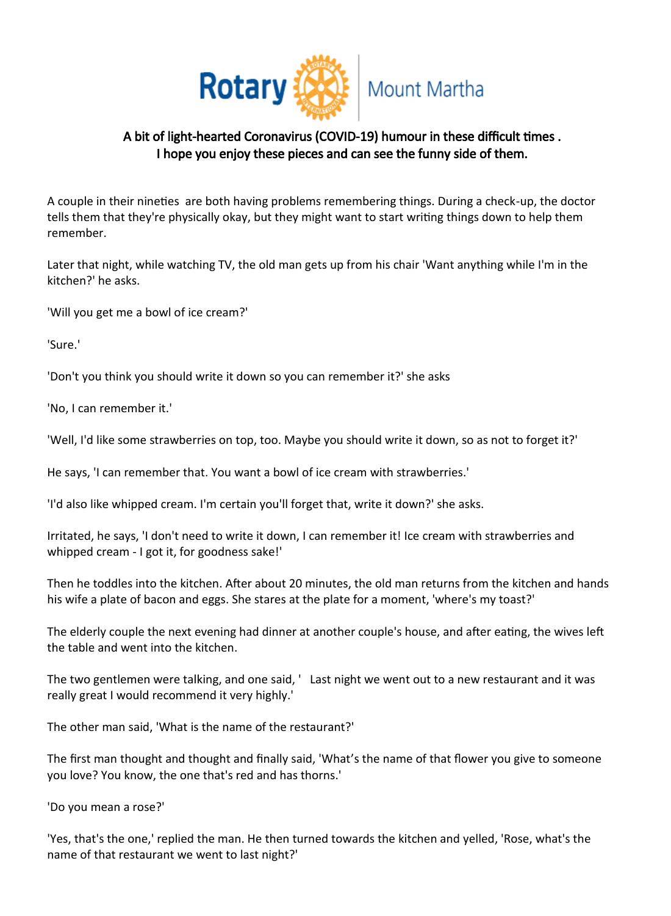Rotary Mount Martha

**A bit of light-hearted Coronavirus (COVID-19) humour in these difficult times .**
**I hope you enjoy these pieces and can see the funny side of them.**

A couple in their nineties are both having problems remembering things. During a check-up, the doctor tells them that they're physically okay, but they might want to start writing things down to help them remember.

Later that night, while watching TV, the old man gets up from his chair 'Want anything while I'm in the kitchen?' he asks.

'Will you get me a bowl of ice cream?'

'Sure.'

'Don't you think you should write it down so you can remember it?' she asks

'No, I can remember it.'

'Well, I'd like some strawberries on top, too. Maybe you should write it down, so as not to forget it?'

He says, 'I can remember that. You want a bowl of ice cream with strawberries.'

'I'd also like whipped cream. I'm certain you'll forget that, write it down?' she asks.

Irritated, he says, 'I don't need to write it down, I can remember it! Ice cream with strawberries and whipped cream - I got it, for goodness sake!'

Then he toddles into the kitchen. After about 20 minutes, the old man returns from the kitchen and hands his wife a plate of bacon and eggs. She stares at the plate for a moment, 'where's my toast?'

The elderly couple the next evening had dinner at another couple's house, and after eating, the wives left the table and went into the kitchen.

The two gentlemen were talking, and one said, ' Last night we went out to a new restaurant and it was really great I would recommend it very highly.'

The other man said, 'What is the name of the restaurant?'

The first man thought and thought and finally said, 'What's the name of that flower you give to someone you love? You know, the one that's red and has thorns.'

'Do you mean a rose?'

'Yes, that's the one,' replied the man. He then turned towards the kitchen and yelled, 'Rose, what's the name of that restaurant we went to last night?'